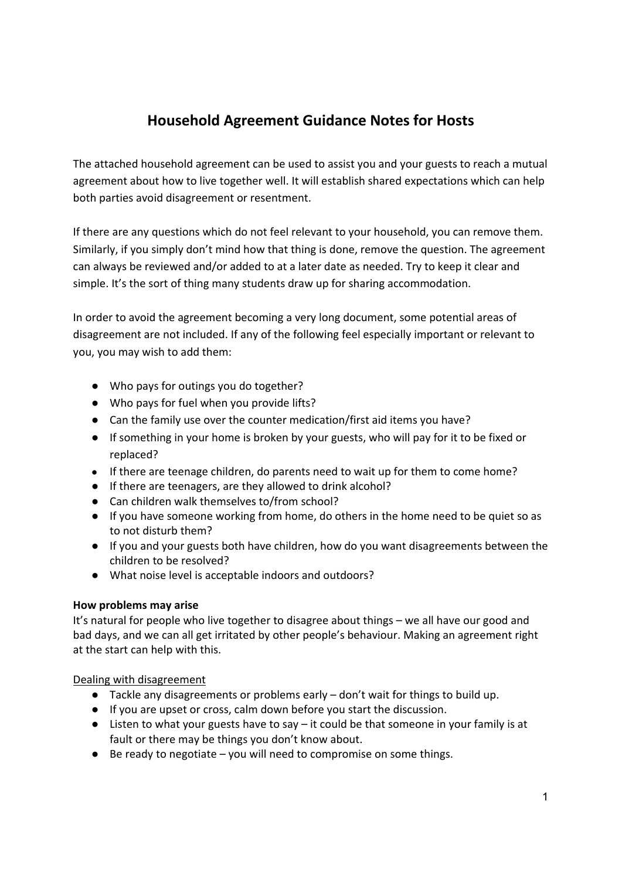# Household Agreement Guidance Notes for Hosts

The attached household agreement can be used to assist you and your guests to reach a mutual agreement about how to live together well. It will establish shared expectations which can help both parties avoid disagreement or resentment.

If there are any questions which do not feel relevant to your household, you can remove them. Similarly, if you simply don't mind how that thing is done, remove the question. The agreement can always be reviewed and/or added to at a later date as needed. Try to keep it clear and simple. It's the sort of thing many students draw up for sharing accommodation.

In order to avoid the agreement becoming a very long document, some potential areas of disagreement are not included. If any of the following feel especially important or relevant to you, you may wish to add them:

- Who pays for outings you do together?
- Who pays for fuel when you provide lifts?
- Can the family use over the counter medication/first aid items you have?
- If something in your home is broken by your guests, who will pay for it to be fixed or replaced?
- If there are teenage children, do parents need to wait up for them to come home?
- If there are teenagers, are they allowed to drink alcohol?
- Can children walk themselves to/from school?
- If you have someone working from home, do others in the home need to be quiet so as to not disturb them?
- If you and your guests both have children, how do you want disagreements between the children to be resolved?
- What noise level is acceptable indoors and outdoors?

**How problems may arise**

It's natural for people who live together to disagree about things – we all have our good and bad days, and we can all get irritated by other people's behaviour. Making an agreement right at the start can help with this.

<u>Dealing with disagreement</u>

- Tackle any disagreements or problems early – don't wait for things to build up.
- If you are upset or cross, calm down before you start the discussion.
- Listen to what your guests have to say – it could be that someone in your family is at fault or there may be things you don't know about.
- Be ready to negotiate – you will need to compromise on some things.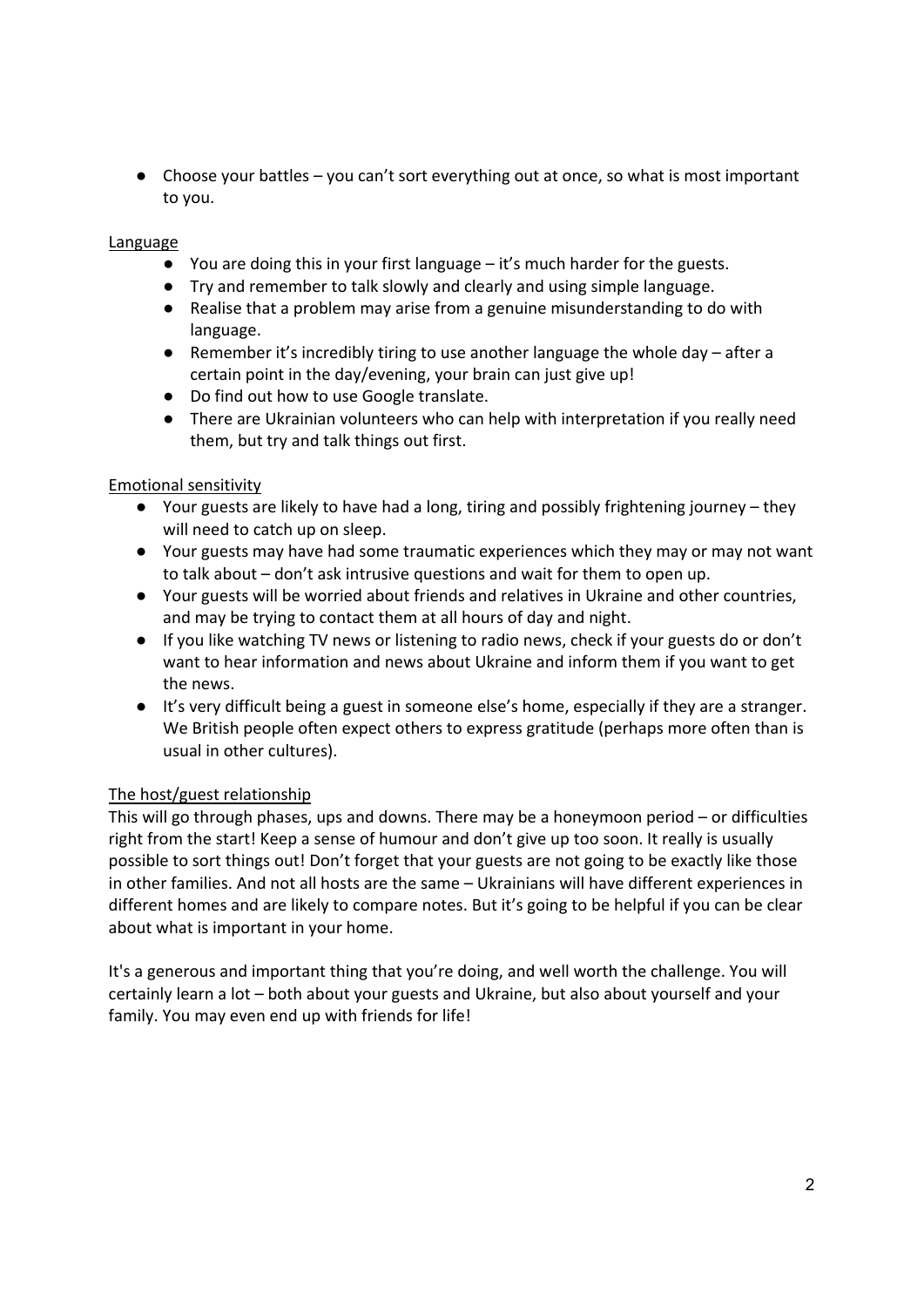- Choose your battles – you can't sort everything out at once, so what is most important to you.

Language

- You are doing this in your first language – it's much harder for the guests.
- Try and remember to talk slowly and clearly and using simple language.
- Realise that a problem may arise from a genuine misunderstanding to do with language.
- Remember it's incredibly tiring to use another language the whole day – after a certain point in the day/evening, your brain can just give up!
- Do find out how to use Google translate.
- There are Ukrainian volunteers who can help with interpretation if you really need them, but try and talk things out first.

Emotional sensitivity

- Your guests are likely to have had a long, tiring and possibly frightening journey – they will need to catch up on sleep.
- Your guests may have had some traumatic experiences which they may or may not want to talk about – don't ask intrusive questions and wait for them to open up.
- Your guests will be worried about friends and relatives in Ukraine and other countries, and may be trying to contact them at all hours of day and night.
- If you like watching TV news or listening to radio news, check if your guests do or don't want to hear information and news about Ukraine and inform them if you want to get the news.
- It's very difficult being a guest in someone else's home, especially if they are a stranger. We British people often expect others to express gratitude (perhaps more often than is usual in other cultures).

The host/guest relationship

This will go through phases, ups and downs. There may be a honeymoon period – or difficulties right from the start! Keep a sense of humour and don't give up too soon. It really is usually possible to sort things out! Don't forget that your guests are not going to be exactly like those in other families. And not all hosts are the same – Ukrainians will have different experiences in different homes and are likely to compare notes. But it's going to be helpful if you can be clear about what is important in your home.

It's a generous and important thing that you're doing, and well worth the challenge. You will certainly learn a lot – both about your guests and Ukraine, but also about yourself and your family. You may even end up with friends for life!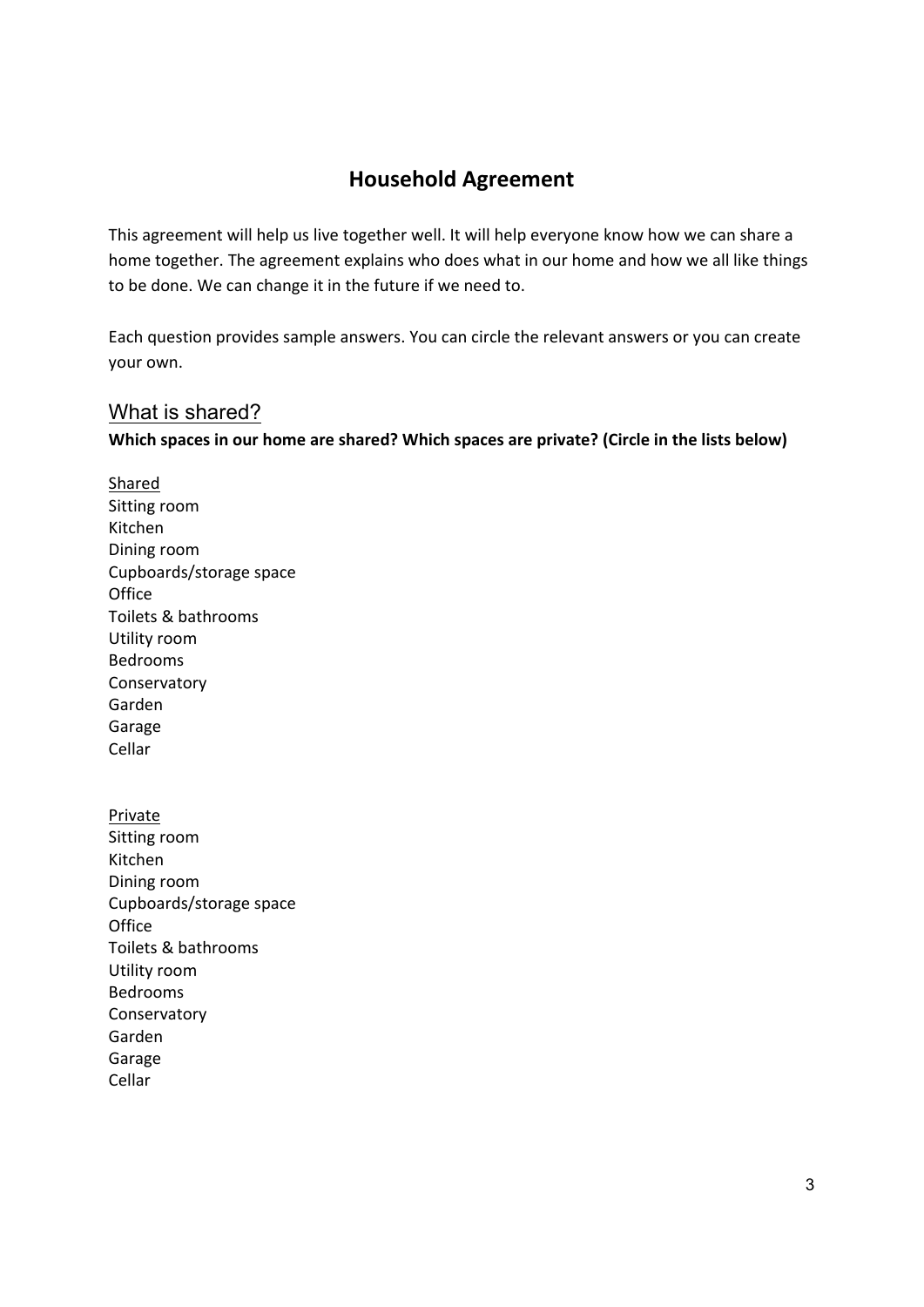# Household Agreement

This agreement will help us live together well. It will help everyone know how we can share a home together. The agreement explains who does what in our home and how we all like things to be done. We can change it in the future if we need to.

Each question provides sample answers. You can circle the relevant answers or you can create your own.

## What is shared?

**Which spaces in our home are shared? Which spaces are private? (Circle in the lists below)**

Shared

Sitting room
Kitchen
Dining room
Cupboards/storage space
Office
Toilets & bathrooms
Utility room
Bedrooms
Conservatory
Garden
Garage
Cellar

Private

Sitting room
Kitchen
Dining room
Cupboards/storage space
Office
Toilets & bathrooms
Utility room
Bedrooms
Conservatory
Garden
Garage
Cellar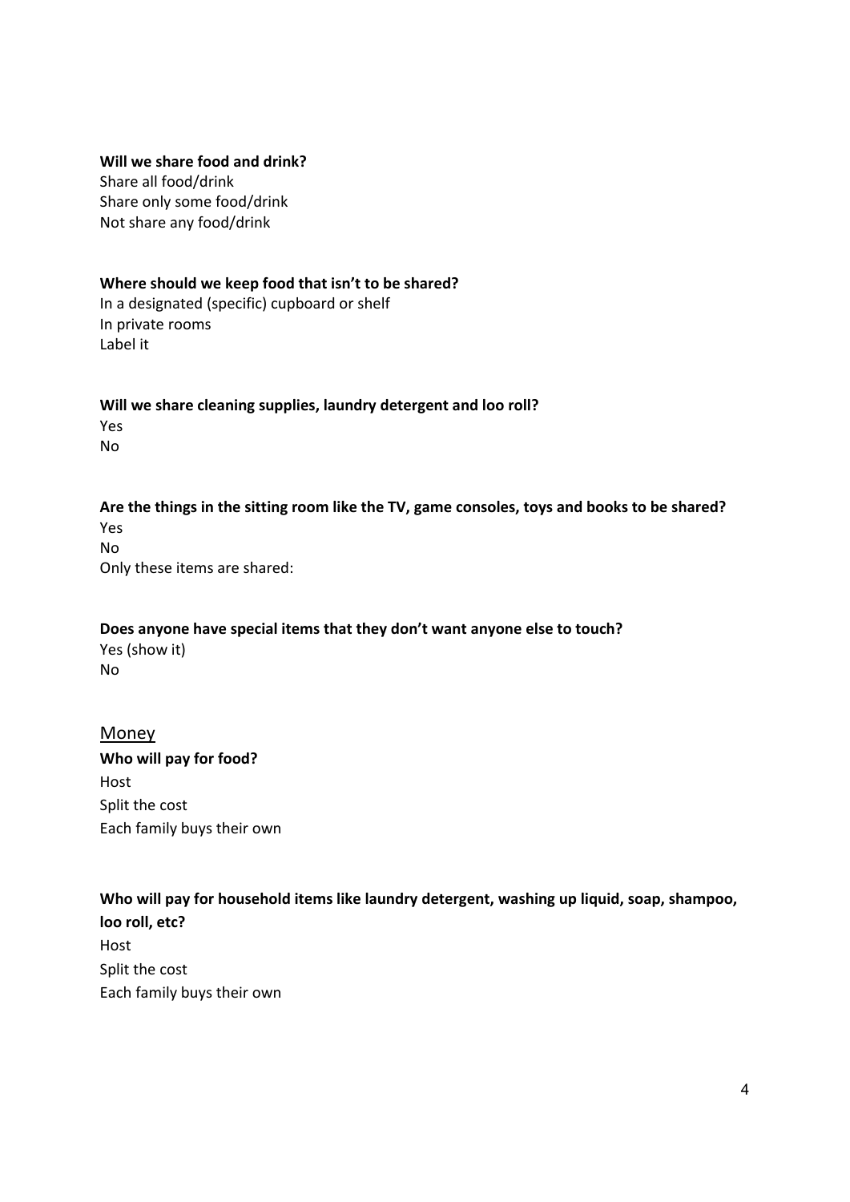**Will we share food and drink?**
Share all food/drink
Share only some food/drink
Not share any food/drink

**Where should we keep food that isn't to be shared?**
In a designated (specific) cupboard or shelf
In private rooms
Label it

**Will we share cleaning supplies, laundry detergent and loo roll?**
Yes
No

**Are the things in the sitting room like the TV, game consoles, toys and books to be shared?**
Yes
No
Only these items are shared:

**Does anyone have special items that they don't want anyone else to touch?**
Yes (show it)
No

## Money

**Who will pay for food?**
Host
Split the cost
Each family buys their own

**Who will pay for household items like laundry detergent, washing up liquid, soap, shampoo, loo roll, etc?**
Host
Split the cost
Each family buys their own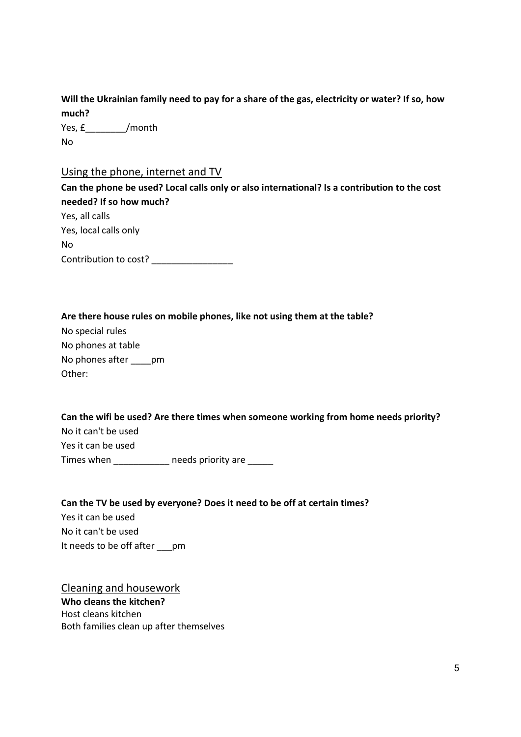**Will the Ukrainian family need to pay for a share of the gas, electricity or water? If so, how much?**

Yes, £________/month

No

## Using the phone, internet and TV

**Can the phone be used? Local calls only or also international? Is a contribution to the cost needed? If so how much?**

Yes, all calls

Yes, local calls only

No

Contribution to cost? ________________

**Are there house rules on mobile phones, like not using them at the table?**

No special rules

No phones at table

No phones after ____pm

Other:

**Can the wifi be used? Are there times when someone working from home needs priority?**

No it can't be used

Yes it can be used

Times when ___________ needs priority are _____

**Can the TV be used by everyone? Does it need to be off at certain times?**

Yes it can be used

No it can't be used

It needs to be off after ___pm

## Cleaning and housework

**Who cleans the kitchen?**

Host cleans kitchen

Both families clean up after themselves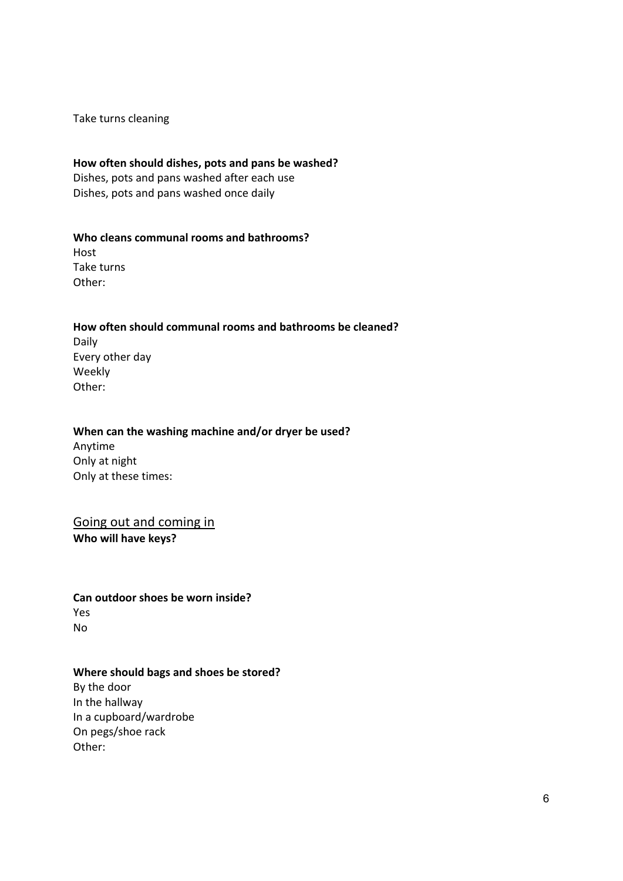Take turns cleaning

**How often should dishes, pots and pans be washed?**

Dishes, pots and pans washed after each use

Dishes, pots and pans washed once daily

**Who cleans communal rooms and bathrooms?**

Host

Take turns

Other:

**How often should communal rooms and bathrooms be cleaned?**

Daily

Every other day

Weekly

Other:

**When can the washing machine and/or dryer be used?**

Anytime

Only at night

Only at these times:

## Going out and coming in

**Who will have keys?**

**Can outdoor shoes be worn inside?**

Yes

No

**Where should bags and shoes be stored?**

By the door

In the hallway

In a cupboard/wardrobe

On pegs/shoe rack

Other: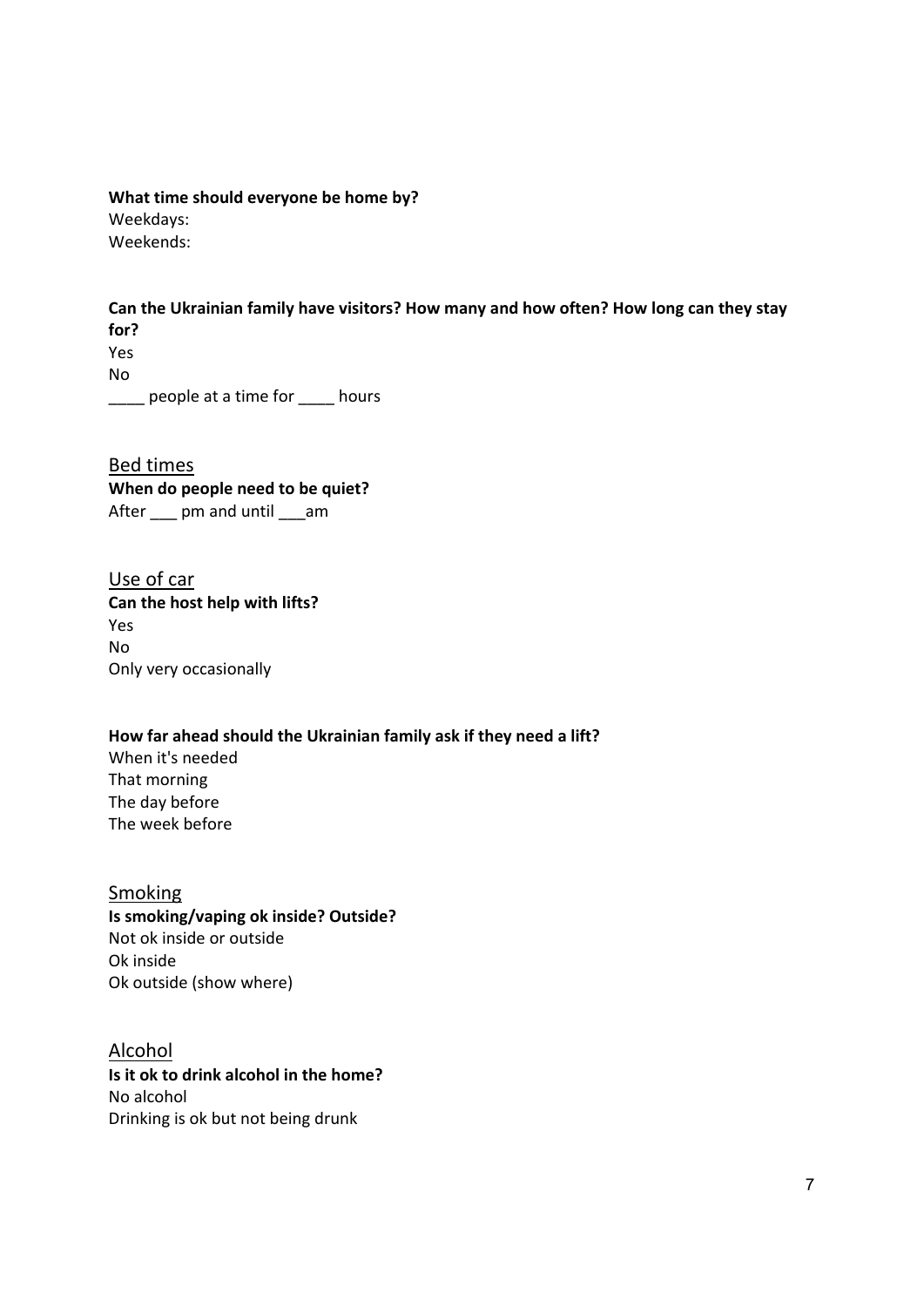**What time should everyone be home by?**
Weekdays:
Weekends:

**Can the Ukrainian family have visitors? How many and how often? How long can they stay for?**
Yes
No
____ people at a time for ____ hours

## Bed times

**When do people need to be quiet?**
After ___ pm and until ___am

## Use of car

**Can the host help with lifts?**
Yes
No
Only very occasionally

**How far ahead should the Ukrainian family ask if they need a lift?**
When it's needed
That morning
The day before
The week before

## Smoking

**Is smoking/vaping ok inside? Outside?**
Not ok inside or outside
Ok inside
Ok outside (show where)

## Alcohol

**Is it ok to drink alcohol in the home?**
No alcohol
Drinking is ok but not being drunk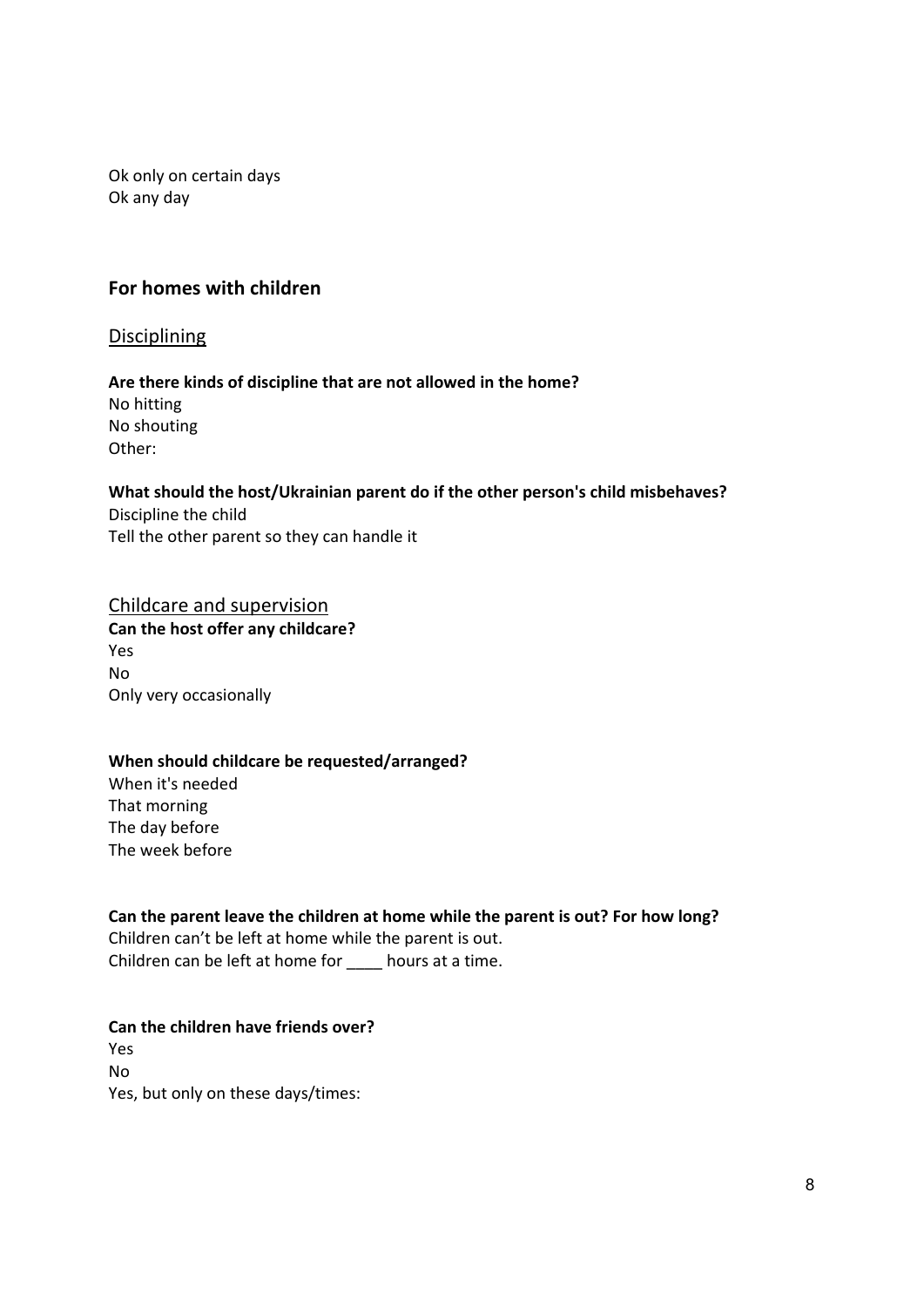Ok only on certain days
Ok any day

## For homes with children

### Disciplining

**Are there kinds of discipline that are not allowed in the home?**
No hitting
No shouting
Other:

**What should the host/Ukrainian parent do if the other person's child misbehaves?**
Discipline the child
Tell the other parent so they can handle it

### Childcare and supervision

**Can the host offer any childcare?**
Yes
No
Only very occasionally

**When should childcare be requested/arranged?**
When it's needed
That morning
The day before
The week before

**Can the parent leave the children at home while the parent is out? For how long?**
Children can't be left at home while the parent is out.
Children can be left at home for ____ hours at a time.

**Can the children have friends over?**
Yes
No
Yes, but only on these days/times: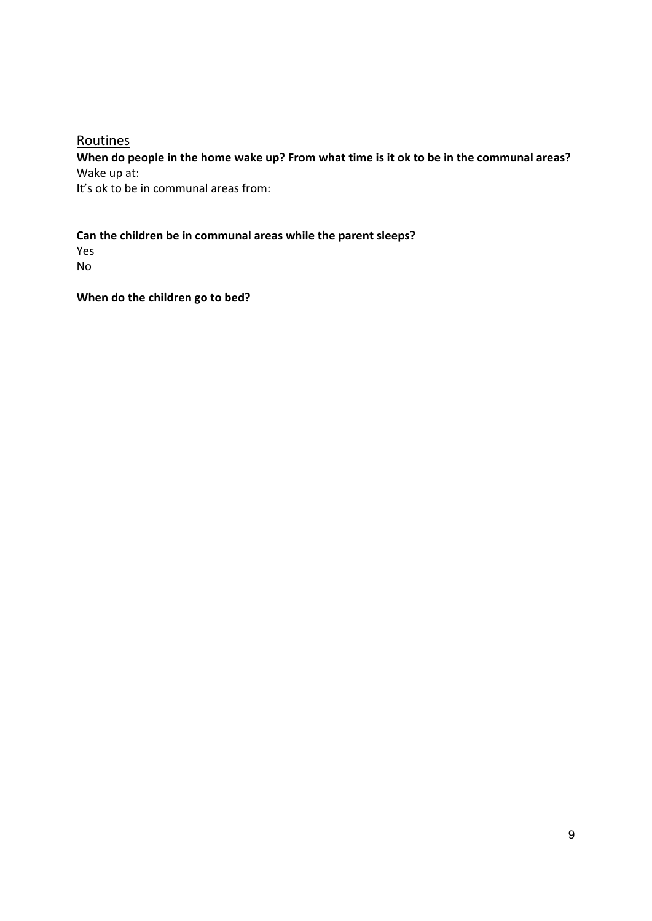## Routines

**When do people in the home wake up? From what time is it ok to be in the communal areas?**

Wake up at:

It's ok to be in communal areas from:

**Can the children be in communal areas while the parent sleeps?**

Yes

No

**When do the children go to bed?**